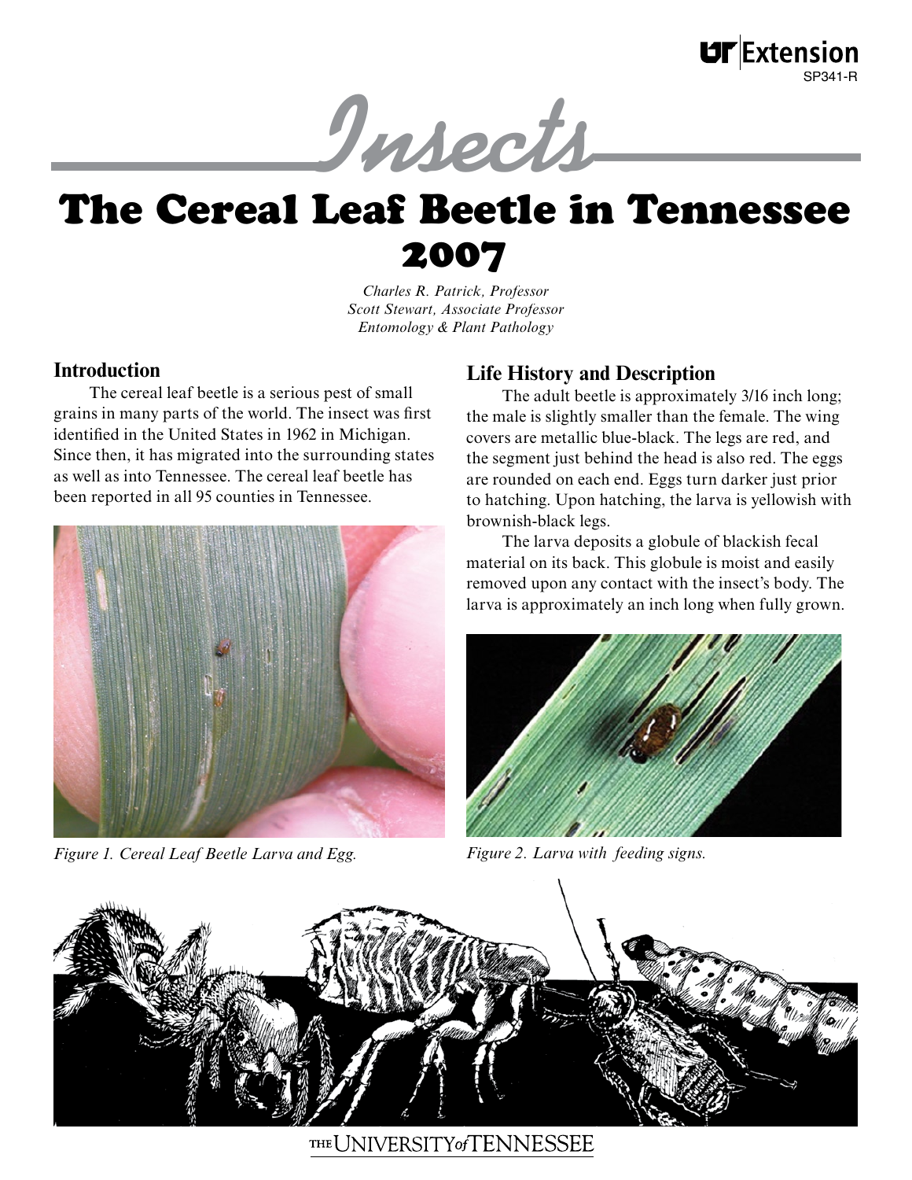UT Extension
SP341-R

# Insects

# The Cereal Leaf Beetle in Tennessee 2007

*Charles R. Patrick, Professor*
*Scott Stewart, Associate Professor*
*Entomology & Plant Pathology*

## Introduction

The cereal leaf beetle is a serious pest of small grains in many parts of the world. The insect was first identified in the United States in 1962 in Michigan. Since then, it has migrated into the surrounding states as well as into Tennessee. The cereal leaf beetle has been reported in all 95 counties in Tennessee.

*Figure 1. Cereal Leaf Beetle Larva and Egg.*

## Life History and Description

The adult beetle is approximately 3/16 inch long; the male is slightly smaller than the female. The wing covers are metallic blue-black. The legs are red, and the segment just behind the head is also red. The eggs are rounded on each end. Eggs turn darker just prior to hatching. Upon hatching, the larva is yellowish with brownish-black legs.

The larva deposits a globule of blackish fecal material on its back. This globule is moist and easily removed upon any contact with the insect's body. The larva is approximately an inch long when fully grown.

*Figure 2. Larva with feeding signs.*

THE UNIVERSITY of TENNESSEE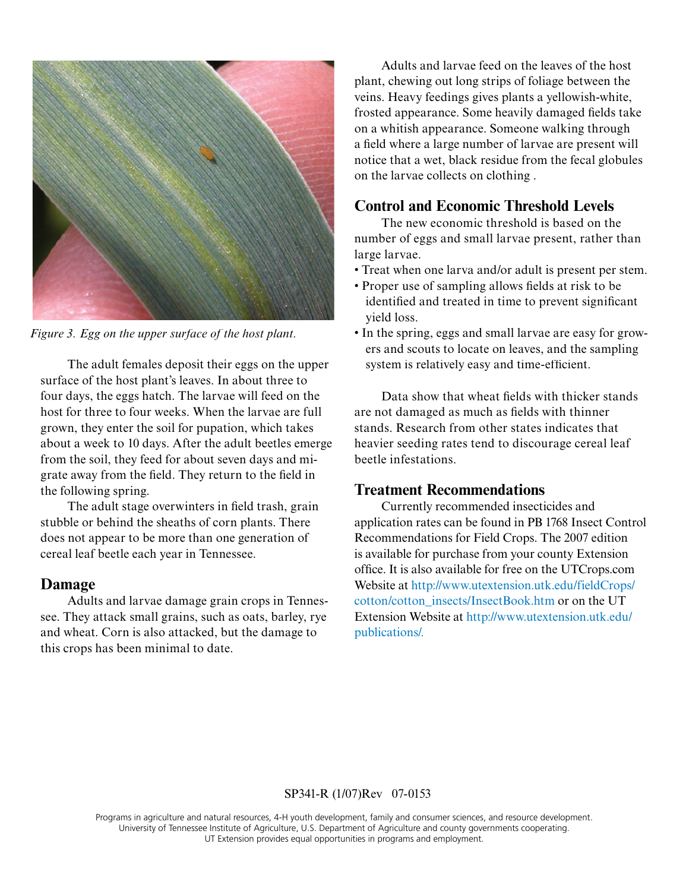*Figure 3. Egg on the upper surface of the host plant.*

The adult females deposit their eggs on the upper surface of the host plant's leaves. In about three to four days, the eggs hatch. The larvae will feed on the host for three to four weeks. When the larvae are full grown, they enter the soil for pupation, which takes about a week to 10 days. After the adult beetles emerge from the soil, they feed for about seven days and migrate away from the field. They return to the field in the following spring.

The adult stage overwinters in field trash, grain stubble or behind the sheaths of corn plants. There does not appear to be more than one generation of cereal leaf beetle each year in Tennessee.

## Damage

Adults and larvae damage grain crops in Tennessee. They attack small grains, such as oats, barley, rye and wheat. Corn is also attacked, but the damage to this crops has been minimal to date.

Adults and larvae feed on the leaves of the host plant, chewing out long strips of foliage between the veins. Heavy feedings gives plants a yellowish-white, frosted appearance. Some heavily damaged fields take on a whitish appearance. Someone walking through a field where a large number of larvae are present will notice that a wet, black residue from the fecal globules on the larvae collects on clothing .

## Control and Economic Threshold Levels

The new economic threshold is based on the number of eggs and small larvae present, rather than large larvae.

- Treat when one larva and/or adult is present per stem.
- Proper use of sampling allows fields at risk to be identified and treated in time to prevent significant yield loss.
- In the spring, eggs and small larvae are easy for growers and scouts to locate on leaves, and the sampling system is relatively easy and time-efficient.

Data show that wheat fields with thicker stands are not damaged as much as fields with thinner stands. Research from other states indicates that heavier seeding rates tend to discourage cereal leaf beetle infestations.

## Treatment Recommendations

Currently recommended insecticides and application rates can be found in PB 1768 Insect Control Recommendations for Field Crops. The 2007 edition is available for purchase from your county Extension office. It is also available for free on the UTCrops.com Website at http://www.utextension.utk.edu/fieldCrops/cotton/cotton_insects/InsectBook.htm or on the UT Extension Website at http://www.utextension.utk.edu/publications/.

SP341-R (1/07)Rev 07-0153

Programs in agriculture and natural resources, 4-H youth development, family and consumer sciences, and resource development.
University of Tennessee Institute of Agriculture, U.S. Department of Agriculture and county governments cooperating.
UT Extension provides equal opportunities in programs and employment.